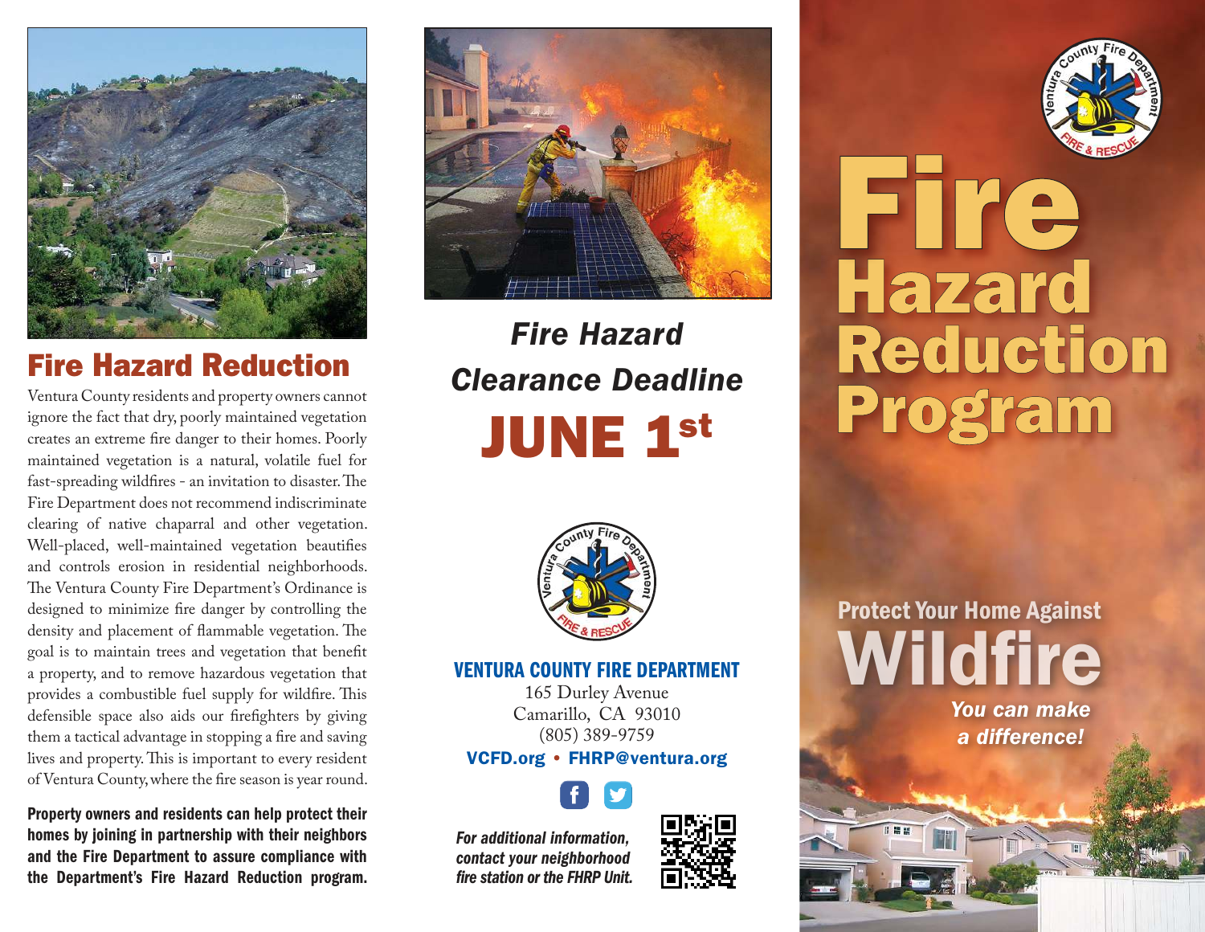## Fire Hazard Reduction

Ventura County residents and property owners cannot ignore the fact that dry, poorly maintained vegetation creates an extreme fire danger to their homes. Poorly maintained vegetation is a natural, volatile fuel for fast-spreading wildfires - an invitation to disaster. The Fire Department does not recommend indiscriminate clearing of native chaparral and other vegetation. Well-placed, well-maintained vegetation beautifies and controls erosion in residential neighborhoods. The Ventura County Fire Department's Ordinance is designed to minimize fire danger by controlling the density and placement of flammable vegetation. The goal is to maintain trees and vegetation that benefit a property, and to remove hazardous vegetation that provides a combustible fuel supply for wildfire. This defensible space also aids our firefighters by giving them a tactical advantage in stopping a fire and saving lives and property. This is important to every resident of Ventura County, where the fire season is year round.

**Property owners and residents can help protect their homes by joining in partnership with their neighbors and the Fire Department to assure compliance with the Department's Fire Hazard Reduction program.**

### *Fire Hazard Clearance Deadline*

# JUNE 1st

**VENTURA COUNTY FIRE DEPARTMENT**
165 Durley Avenue
Camarillo, CA 93010
(805) 389-9759
**VCFD.org • FHRP@ventura.org**

***For additional information, contact your neighborhood fire station or the FHRP Unit.***

# Fire Hazard Reduction Program

## Protect Your Home Against Wildfire

***You can make a difference!***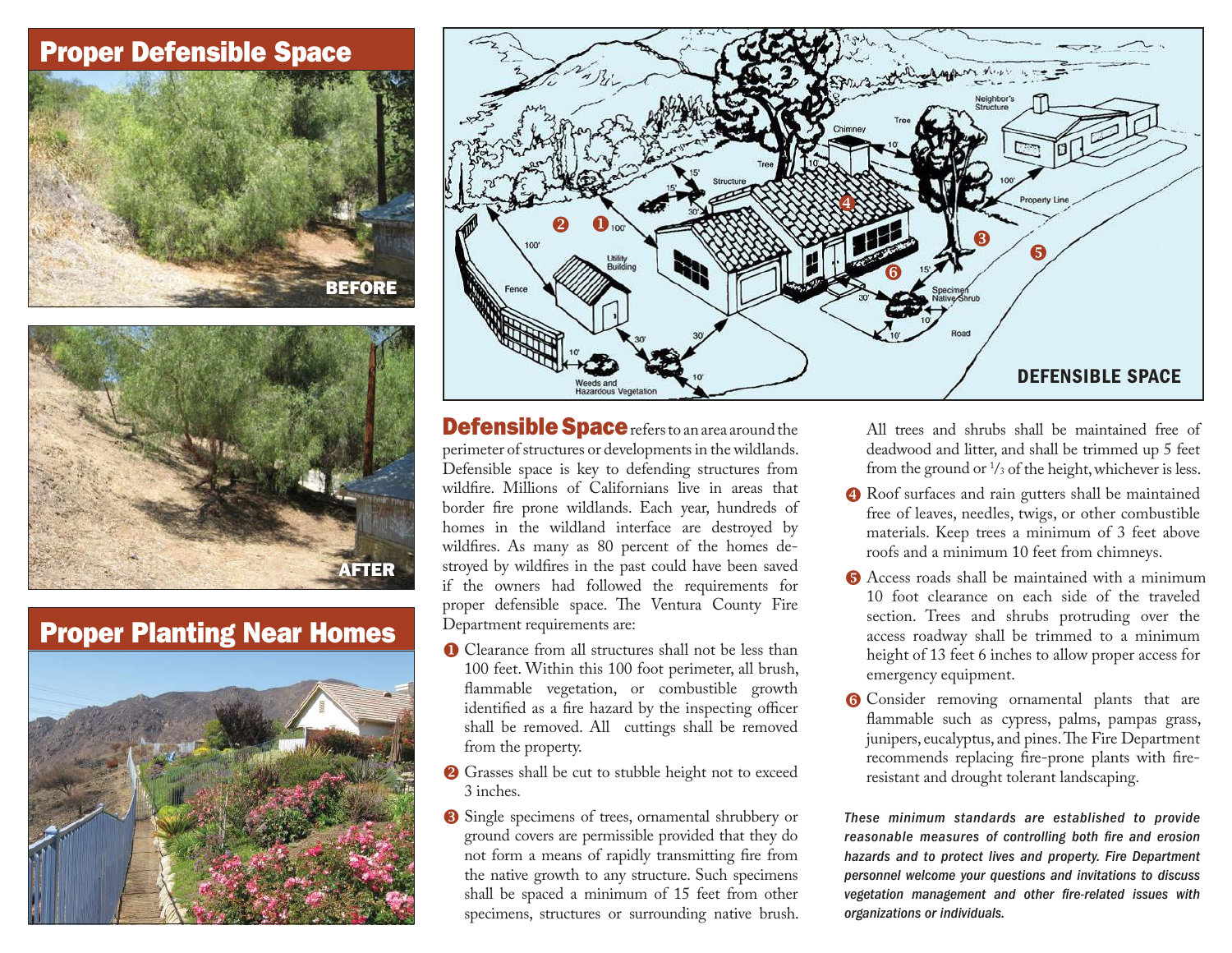## Proper Defensible Space

BEFORE

AFTER

## Proper Planting Near Homes

DEFENSIBLE SPACE

**Defensible Space** refers to an area around the perimeter of structures or developments in the wildlands. Defensible space is key to defending structures from wildfire. Millions of Californians live in areas that border fire prone wildlands. Each year, hundreds of homes in the wildland interface are destroyed by wildfires. As many as 80 percent of the homes destroyed by wildfires in the past could have been saved if the owners had followed the requirements for proper defensible space. The Ventura County Fire Department requirements are:

1. Clearance from all structures shall not be less than 100 feet. Within this 100 foot perimeter, all brush, flammable vegetation, or combustible growth identified as a fire hazard by the inspecting officer shall be removed. All cuttings shall be removed from the property.
2. Grasses shall be cut to stubble height not to exceed 3 inches.
3. Single specimens of trees, ornamental shrubbery or ground covers are permissible provided that they do not form a means of rapidly transmitting fire from the native growth to any structure. Such specimens shall be spaced a minimum of 15 feet from other specimens, structures or surrounding native brush. All trees and shrubs shall be maintained free of deadwood and litter, and shall be trimmed up 5 feet from the ground or 1/3 of the height, whichever is less.
4. Roof surfaces and rain gutters shall be maintained free of leaves, needles, twigs, or other combustible materials. Keep trees a minimum of 3 feet above roofs and a minimum 10 feet from chimneys.
5. Access roads shall be maintained with a minimum 10 foot clearance on each side of the traveled section. Trees and shrubs protruding over the access roadway shall be trimmed to a minimum height of 13 feet 6 inches to allow proper access for emergency equipment.
6. Consider removing ornamental plants that are flammable such as cypress, palms, pampas grass, junipers, eucalyptus, and pines. The Fire Department recommends replacing fire-prone plants with fire-resistant and drought tolerant landscaping.

***These minimum standards are established to provide reasonable measures of controlling both fire and erosion hazards and to protect lives and property. Fire Department personnel welcome your questions and invitations to discuss vegetation management and other fire-related issues with organizations or individuals.***